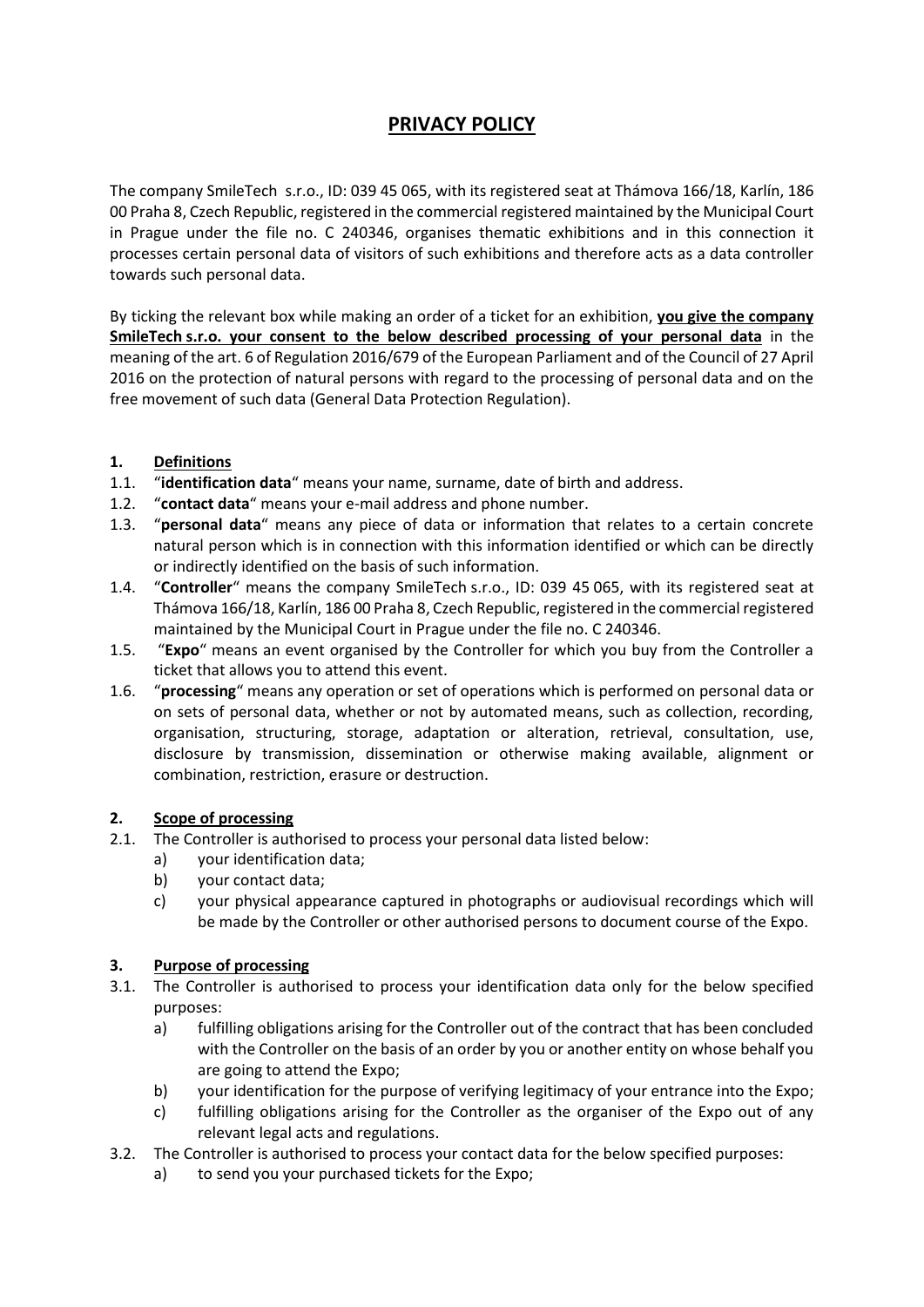# PRIVACY POLICY

The company SmileTech s.r.o., ID: 039 45 065, with its registered seat at Thámova 166/18, Karlín, 186 00 Praha 8, Czech Republic, registered in the commercial registered maintained by the Municipal Court in Prague under the file no. C 240346, organises thematic exhibitions and in this connection it processes certain personal data of visitors of such exhibitions and therefore acts as a data controller towards such personal data.

By ticking the relevant box while making an order of a ticket for an exhibition, **you give the company SmileTech s.r.o. your consent to the below described processing of your personal data** in the meaning of the art. 6 of Regulation 2016/679 of the European Parliament and of the Council of 27 April 2016 on the protection of natural persons with regard to the processing of personal data and on the free movement of such data (General Data Protection Regulation).

## 1. Definitions

1.1. "**identification data**" means your name, surname, date of birth and address.

1.2. "**contact data**" means your e-mail address and phone number.

1.3. "**personal data**" means any piece of data or information that relates to a certain concrete natural person which is in connection with this information identified or which can be directly or indirectly identified on the basis of such information.

1.4. "**Controller**" means the company SmileTech s.r.o., ID: 039 45 065, with its registered seat at Thámova 166/18, Karlín, 186 00 Praha 8, Czech Republic, registered in the commercial registered maintained by the Municipal Court in Prague under the file no. C 240346.

1.5. "**Expo**" means an event organised by the Controller for which you buy from the Controller a ticket that allows you to attend this event.

1.6. "**processing**" means any operation or set of operations which is performed on personal data or on sets of personal data, whether or not by automated means, such as collection, recording, organisation, structuring, storage, adaptation or alteration, retrieval, consultation, use, disclosure by transmission, dissemination or otherwise making available, alignment or combination, restriction, erasure or destruction.

## 2. Scope of processing

2.1. The Controller is authorised to process your personal data listed below:

a) your identification data;

b) your contact data;

c) your physical appearance captured in photographs or audiovisual recordings which will be made by the Controller or other authorised persons to document course of the Expo.

## 3. Purpose of processing

3.1. The Controller is authorised to process your identification data only for the below specified purposes:

a) fulfilling obligations arising for the Controller out of the contract that has been concluded with the Controller on the basis of an order by you or another entity on whose behalf you are going to attend the Expo;

b) your identification for the purpose of verifying legitimacy of your entrance into the Expo;

c) fulfilling obligations arising for the Controller as the organiser of the Expo out of any relevant legal acts and regulations.

3.2. The Controller is authorised to process your contact data for the below specified purposes:

a) to send you your purchased tickets for the Expo;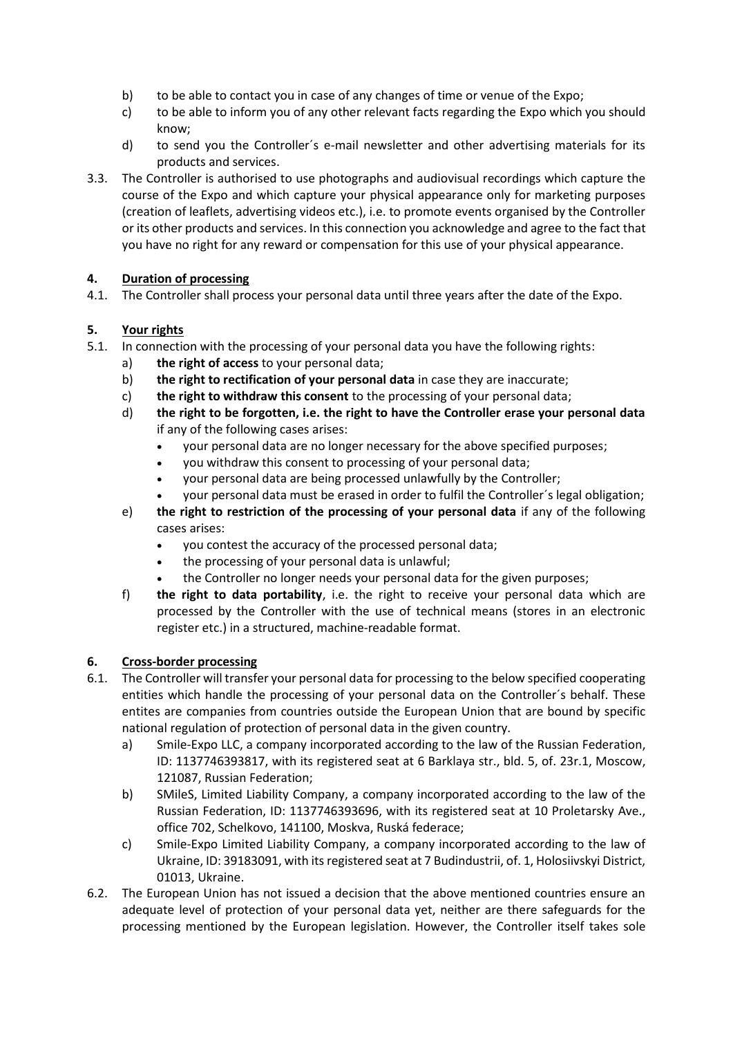b) to be able to contact you in case of any changes of time or venue of the Expo;

c) to be able to inform you of any other relevant facts regarding the Expo which you should know;

d) to send you the Controller´s e-mail newsletter and other advertising materials for its products and services.

3.3. The Controller is authorised to use photographs and audiovisual recordings which capture the course of the Expo and which capture your physical appearance only for marketing purposes (creation of leaflets, advertising videos etc.), i.e. to promote events organised by the Controller or its other products and services. In this connection you acknowledge and agree to the fact that you have no right for any reward or compensation for this use of your physical appearance.

## 4. Duration of processing

4.1. The Controller shall process your personal data until three years after the date of the Expo.

## 5. Your rights

5.1. In connection with the processing of your personal data you have the following rights:

a) **the right of access** to your personal data;

b) **the right to rectification of your personal data** in case they are inaccurate;

c) **the right to withdraw this consent** to the processing of your personal data;

d) **the right to be forgotten, i.e. the right to have the Controller erase your personal data** if any of the following cases arises:

- your personal data are no longer necessary for the above specified purposes;
- you withdraw this consent to processing of your personal data;
- your personal data are being processed unlawfully by the Controller;
- your personal data must be erased in order to fulfil the Controller´s legal obligation;

e) **the right to restriction of the processing of your personal data** if any of the following cases arises:

- you contest the accuracy of the processed personal data;
- the processing of your personal data is unlawful;
- the Controller no longer needs your personal data for the given purposes;

f) **the right to data portability**, i.e. the right to receive your personal data which are processed by the Controller with the use of technical means (stores in an electronic register etc.) in a structured, machine-readable format.

## 6. Cross-border processing

6.1. The Controller will transfer your personal data for processing to the below specified cooperating entities which handle the processing of your personal data on the Controller´s behalf. These entites are companies from countries outside the European Union that are bound by specific national regulation of protection of personal data in the given country.

a) Smile-Expo LLC, a company incorporated according to the law of the Russian Federation, ID: 1137746393817, with its registered seat at 6 Barklaya str., bld. 5, of. 23r.1, Moscow, 121087, Russian Federation;

b) SMileS, Limited Liability Company, a company incorporated according to the law of the Russian Federation, ID: 1137746393696, with its registered seat at 10 Proletarsky Ave., office 702, Schelkovo, 141100, Moskva, Ruská federace;

c) Smile-Expo Limited Liability Company, a company incorporated according to the law of Ukraine, ID: 39183091, with its registered seat at 7 Budindustrii, of. 1, Holosiivskyi District, 01013, Ukraine.

6.2. The European Union has not issued a decision that the above mentioned countries ensure an adequate level of protection of your personal data yet, neither are there safeguards for the processing mentioned by the European legislation. However, the Controller itself takes sole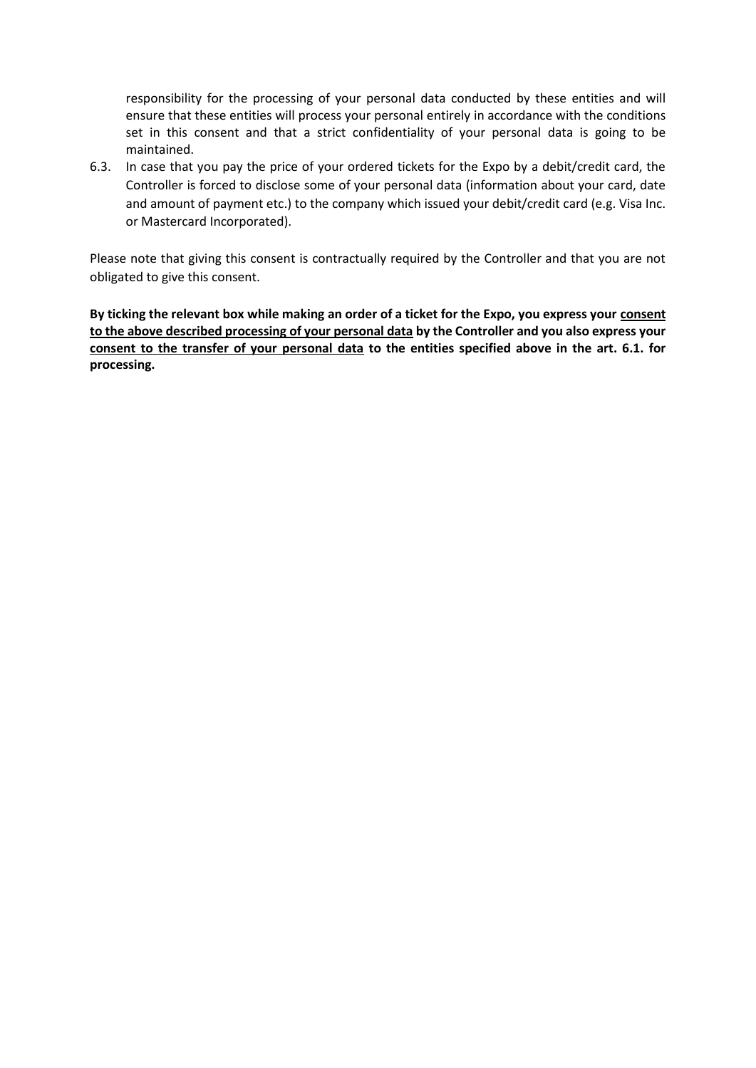responsibility for the processing of your personal data conducted by these entities and will ensure that these entities will process your personal entirely in accordance with the conditions set in this consent and that a strict confidentiality of your personal data is going to be maintained.

6.3. In case that you pay the price of your ordered tickets for the Expo by a debit/credit card, the Controller is forced to disclose some of your personal data (information about your card, date and amount of payment etc.) to the company which issued your debit/credit card (e.g. Visa Inc. or Mastercard Incorporated).

Please note that giving this consent is contractually required by the Controller and that you are not obligated to give this consent.

**By ticking the relevant box while making an order of a ticket for the Expo, you express your <u>consent to the above described processing of your personal data</u> by the Controller and you also express your <u>consent to the transfer of your personal data</u> to the entities specified above in the art. 6.1. for processing.**